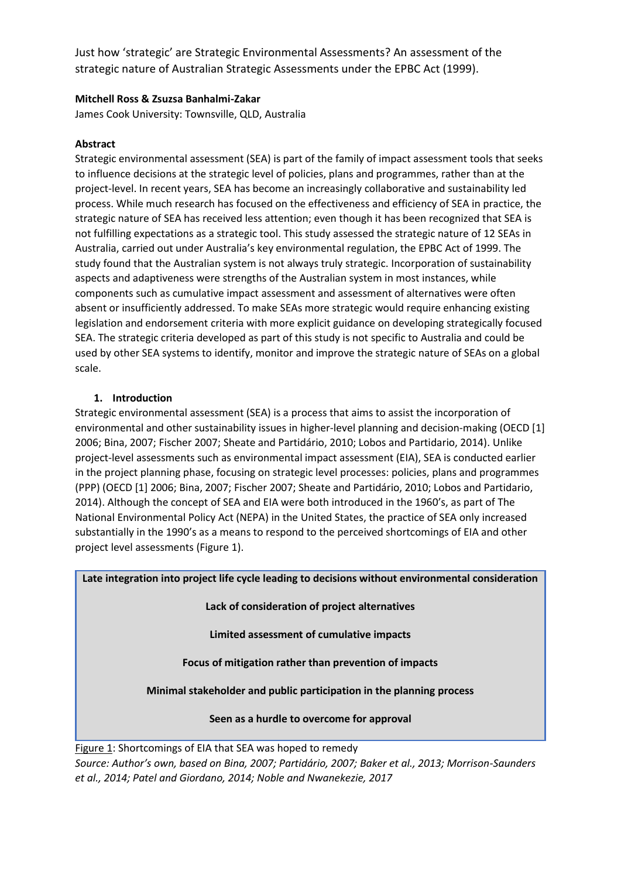# Just how 'strategic' are Strategic Environmental Assessments? An assessment of the strategic nature of Australian Strategic Assessments under the EPBC Act (1999).

**Mitchell Ross & Zsuzsa Banhalmi-Zakar**

James Cook University: Townsville, QLD, Australia

**Abstract**

Strategic environmental assessment (SEA) is part of the family of impact assessment tools that seeks to influence decisions at the strategic level of policies, plans and programmes, rather than at the project-level. In recent years, SEA has become an increasingly collaborative and sustainability led process. While much research has focused on the effectiveness and efficiency of SEA in practice, the strategic nature of SEA has received less attention; even though it has been recognized that SEA is not fulfilling expectations as a strategic tool. This study assessed the strategic nature of 12 SEAs in Australia, carried out under Australia's key environmental regulation, the EPBC Act of 1999. The study found that the Australian system is not always truly strategic. Incorporation of sustainability aspects and adaptiveness were strengths of the Australian system in most instances, while components such as cumulative impact assessment and assessment of alternatives were often absent or insufficiently addressed. To make SEAs more strategic would require enhancing existing legislation and endorsement criteria with more explicit guidance on developing strategically focused SEA. The strategic criteria developed as part of this study is not specific to Australia and could be used by other SEA systems to identify, monitor and improve the strategic nature of SEAs on a global scale.

## 1. Introduction

Strategic environmental assessment (SEA) is a process that aims to assist the incorporation of environmental and other sustainability issues in higher-level planning and decision-making (OECD [1] 2006; Bina, 2007; Fischer 2007; Sheate and Partidário, 2010; Lobos and Partidario, 2014). Unlike project-level assessments such as environmental impact assessment (EIA), SEA is conducted earlier in the project planning phase, focusing on strategic level processes: policies, plans and programmes (PPP) (OECD [1] 2006; Bina, 2007; Fischer 2007; Sheate and Partidário, 2010; Lobos and Partidario, 2014). Although the concept of SEA and EIA were both introduced in the 1960's, as part of The National Environmental Policy Act (NEPA) in the United States, the practice of SEA only increased substantially in the 1990's as a means to respond to the perceived shortcomings of EIA and other project level assessments (Figure 1).

**Late integration into project life cycle leading to decisions without environmental consideration**

**Lack of consideration of project alternatives**

**Limited assessment of cumulative impacts**

**Focus of mitigation rather than prevention of impacts**

**Minimal stakeholder and public participation in the planning process**

**Seen as a hurdle to overcome for approval**

Figure 1: Shortcomings of EIA that SEA was hoped to remedy

*Source: Author's own, based on Bina, 2007; Partidário, 2007; Baker et al., 2013; Morrison-Saunders et al., 2014; Patel and Giordano, 2014; Noble and Nwanekezie, 2017*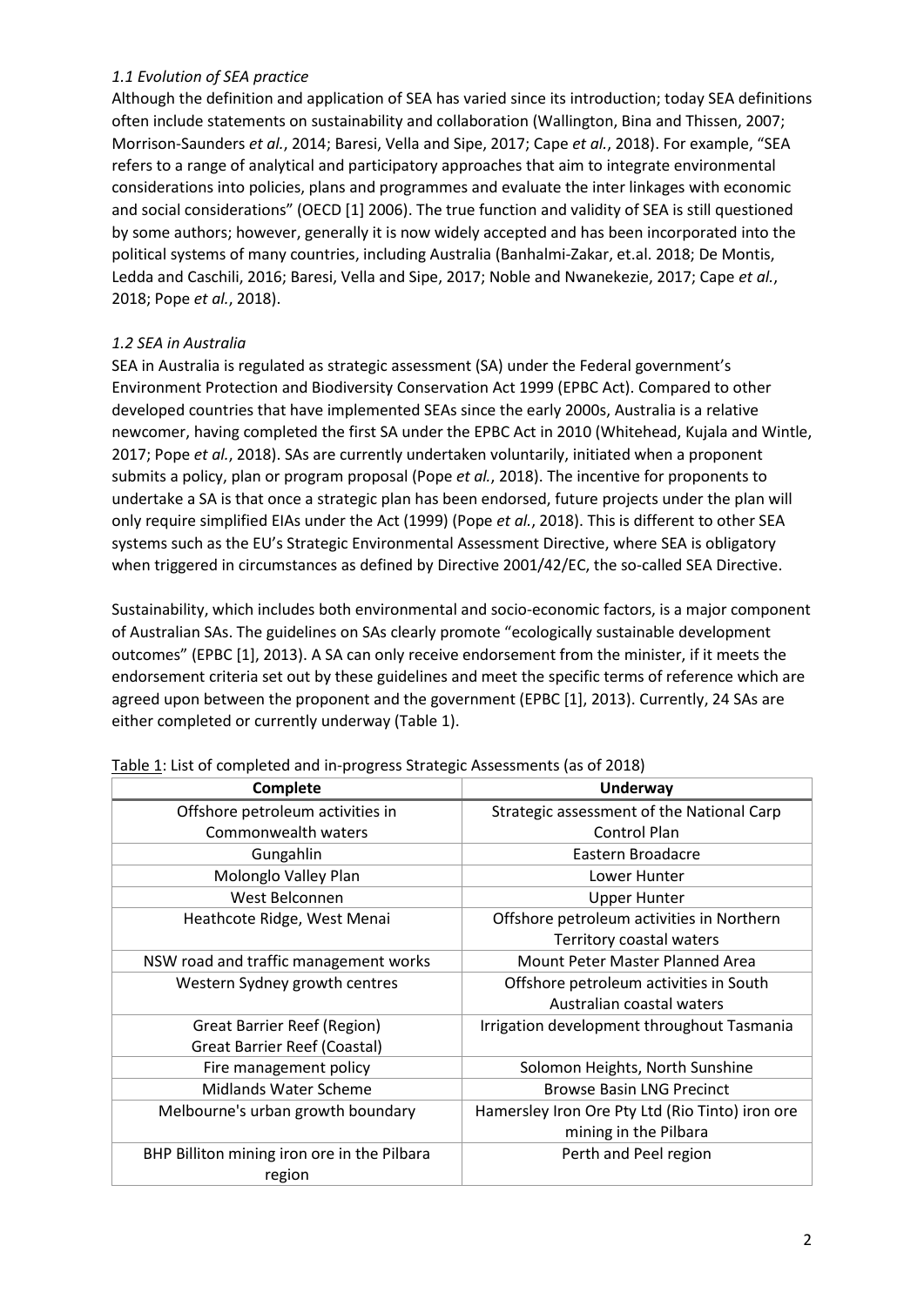### *1.1 Evolution of SEA practice*

Although the definition and application of SEA has varied since its introduction; today SEA definitions often include statements on sustainability and collaboration (Wallington, Bina and Thissen, 2007; Morrison-Saunders *et al.*, 2014; Baresi, Vella and Sipe, 2017; Cape *et al.*, 2018). For example, "SEA refers to a range of analytical and participatory approaches that aim to integrate environmental considerations into policies, plans and programmes and evaluate the inter linkages with economic and social considerations" (OECD [1] 2006). The true function and validity of SEA is still questioned by some authors; however, generally it is now widely accepted and has been incorporated into the political systems of many countries, including Australia (Banhalmi-Zakar, et.al. 2018; De Montis, Ledda and Caschili, 2016; Baresi, Vella and Sipe, 2017; Noble and Nwanekezie, 2017; Cape *et al.*, 2018; Pope *et al.*, 2018).

### *1.2 SEA in Australia*

SEA in Australia is regulated as strategic assessment (SA) under the Federal government's Environment Protection and Biodiversity Conservation Act 1999 (EPBC Act). Compared to other developed countries that have implemented SEAs since the early 2000s, Australia is a relative newcomer, having completed the first SA under the EPBC Act in 2010 (Whitehead, Kujala and Wintle, 2017; Pope *et al.*, 2018). SAs are currently undertaken voluntarily, initiated when a proponent submits a policy, plan or program proposal (Pope *et al.*, 2018). The incentive for proponents to undertake a SA is that once a strategic plan has been endorsed, future projects under the plan will only require simplified EIAs under the Act (1999) (Pope *et al.*, 2018). This is different to other SEA systems such as the EU's Strategic Environmental Assessment Directive, where SEA is obligatory when triggered in circumstances as defined by Directive 2001/42/EC, the so-called SEA Directive.

Sustainability, which includes both environmental and socio-economic factors, is a major component of Australian SAs. The guidelines on SAs clearly promote "ecologically sustainable development outcomes" (EPBC [1], 2013). A SA can only receive endorsement from the minister, if it meets the endorsement criteria set out by these guidelines and meet the specific terms of reference which are agreed upon between the proponent and the government (EPBC [1], 2013). Currently, 24 SAs are either completed or currently underway (Table 1).

Table 1: List of completed and in-progress Strategic Assessments (as of 2018)

| Complete | Underway |
|---|---|
| Offshore petroleum activities in Commonwealth waters | Strategic assessment of the National Carp Control Plan |
| Gungahlin | Eastern Broadacre |
| Molonglo Valley Plan | Lower Hunter |
| West Belconnen | Upper Hunter |
| Heathcote Ridge, West Menai | Offshore petroleum activities in Northern Territory coastal waters |
| NSW road and traffic management works | Mount Peter Master Planned Area |
| Western Sydney growth centres | Offshore petroleum activities in South Australian coastal waters |
| Great Barrier Reef (Region) Great Barrier Reef (Coastal) | Irrigation development throughout Tasmania |
| Fire management policy | Solomon Heights, North Sunshine |
| Midlands Water Scheme | Browse Basin LNG Precinct |
| Melbourne's urban growth boundary | Hamersley Iron Ore Pty Ltd (Rio Tinto) iron ore mining in the Pilbara |
| BHP Billiton mining iron ore in the Pilbara region | Perth and Peel region |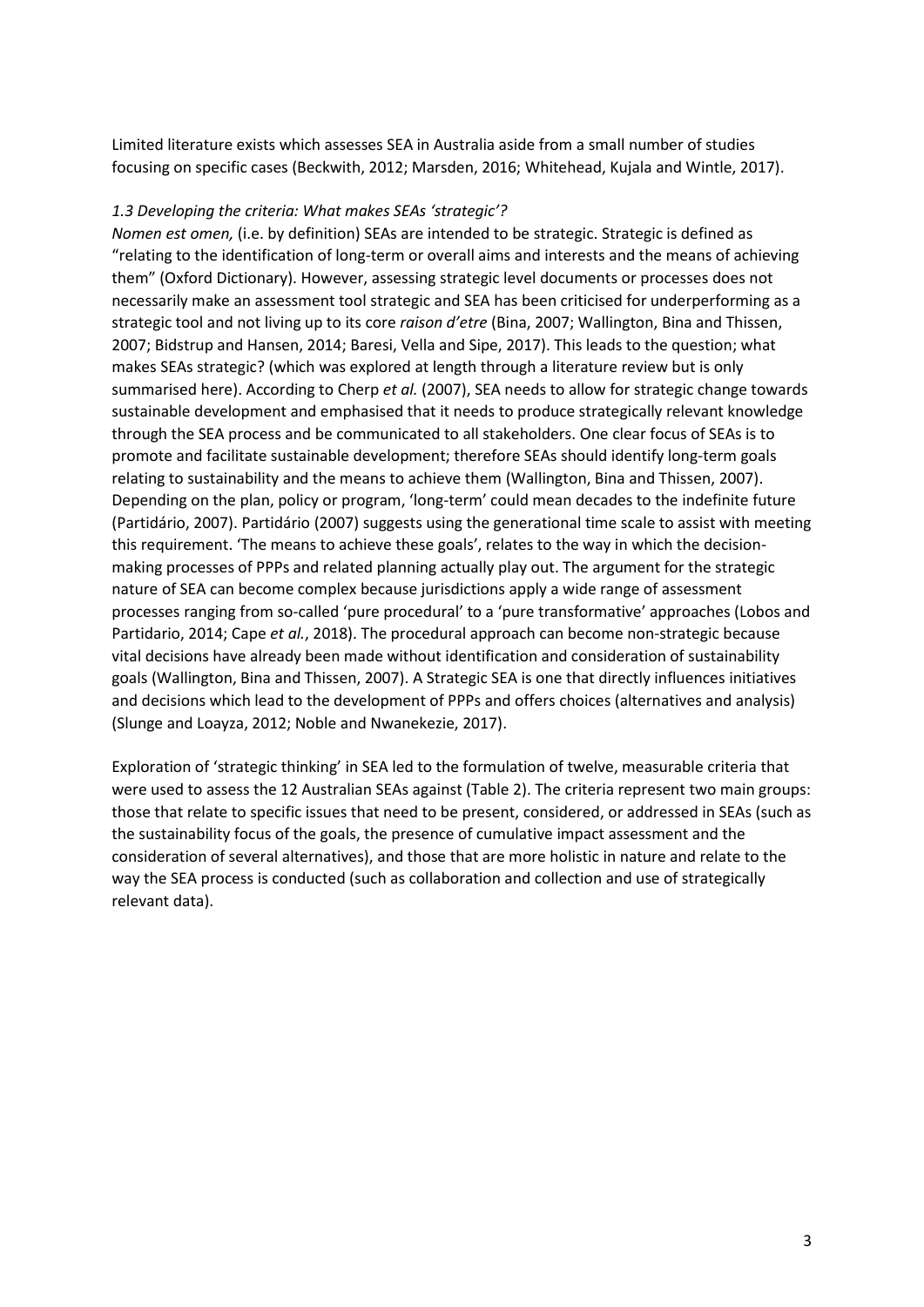Limited literature exists which assesses SEA in Australia aside from a small number of studies focusing on specific cases (Beckwith, 2012; Marsden, 2016; Whitehead, Kujala and Wintle, 2017).

### *1.3 Developing the criteria: What makes SEAs 'strategic'?*

*Nomen est omen,* (i.e. by definition) SEAs are intended to be strategic. Strategic is defined as "relating to the identification of long-term or overall aims and interests and the means of achieving them" (Oxford Dictionary). However, assessing strategic level documents or processes does not necessarily make an assessment tool strategic and SEA has been criticised for underperforming as a strategic tool and not living up to its core *raison d'etre* (Bina, 2007; Wallington, Bina and Thissen, 2007; Bidstrup and Hansen, 2014; Baresi, Vella and Sipe, 2017). This leads to the question; what makes SEAs strategic? (which was explored at length through a literature review but is only summarised here). According to Cherp *et al.* (2007), SEA needs to allow for strategic change towards sustainable development and emphasised that it needs to produce strategically relevant knowledge through the SEA process and be communicated to all stakeholders. One clear focus of SEAs is to promote and facilitate sustainable development; therefore SEAs should identify long-term goals relating to sustainability and the means to achieve them (Wallington, Bina and Thissen, 2007). Depending on the plan, policy or program, 'long-term' could mean decades to the indefinite future (Partidário, 2007). Partidário (2007) suggests using the generational time scale to assist with meeting this requirement. 'The means to achieve these goals', relates to the way in which the decision-making processes of PPPs and related planning actually play out. The argument for the strategic nature of SEA can become complex because jurisdictions apply a wide range of assessment processes ranging from so-called 'pure procedural' to a 'pure transformative' approaches (Lobos and Partidario, 2014; Cape *et al.*, 2018). The procedural approach can become non-strategic because vital decisions have already been made without identification and consideration of sustainability goals (Wallington, Bina and Thissen, 2007). A Strategic SEA is one that directly influences initiatives and decisions which lead to the development of PPPs and offers choices (alternatives and analysis) (Slunge and Loayza, 2012; Noble and Nwanekezie, 2017).

Exploration of 'strategic thinking' in SEA led to the formulation of twelve, measurable criteria that were used to assess the 12 Australian SEAs against (Table 2). The criteria represent two main groups: those that relate to specific issues that need to be present, considered, or addressed in SEAs (such as the sustainability focus of the goals, the presence of cumulative impact assessment and the consideration of several alternatives), and those that are more holistic in nature and relate to the way the SEA process is conducted (such as collaboration and collection and use of strategically relevant data).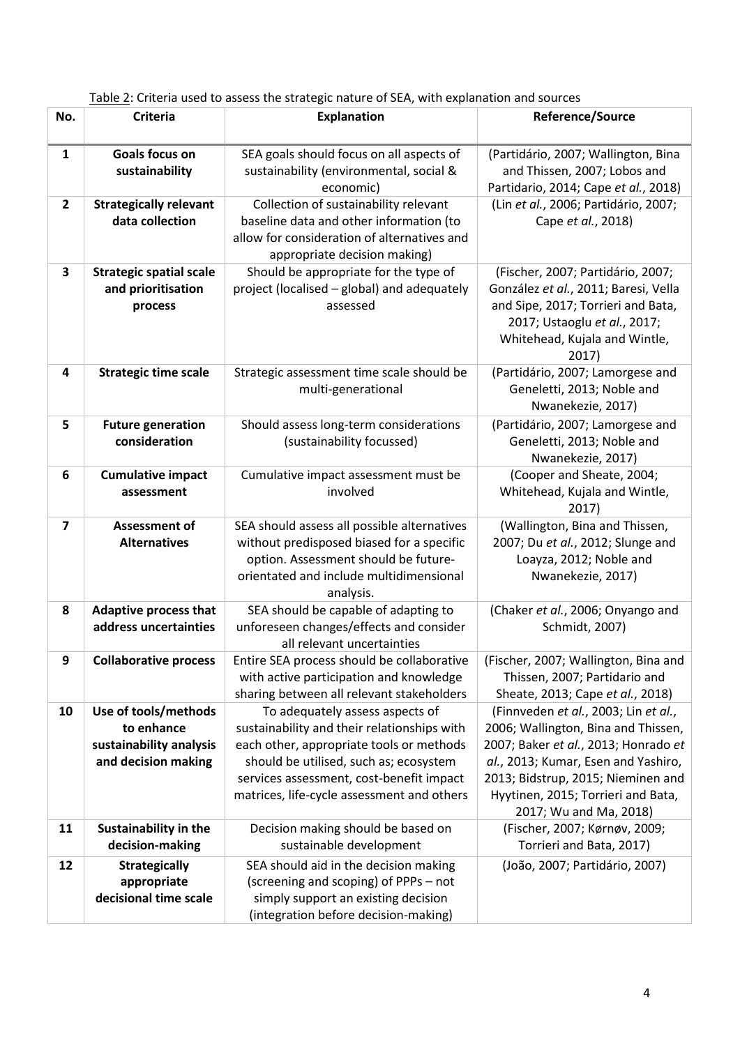Table 2: Criteria used to assess the strategic nature of SEA, with explanation and sources

| No. | Criteria | Explanation | Reference/Source |
|---|---|---|---|
| 1 | **Goals focus on sustainability** | SEA goals should focus on all aspects of sustainability (environmental, social & economic) | (Partidário, 2007; Wallington, Bina and Thissen, 2007; Lobos and Partidario, 2014; Cape *et al.*, 2018) |
| 2 | **Strategically relevant data collection** | Collection of sustainability relevant baseline data and other information (to allow for consideration of alternatives and appropriate decision making) | (Lin *et al.*, 2006; Partidário, 2007; Cape *et al.*, 2018) |
| 3 | **Strategic spatial scale and prioritisation process** | Should be appropriate for the type of project (localised – global) and adequately assessed | (Fischer, 2007; Partidário, 2007; González *et al.*, 2011; Baresi, Vella and Sipe, 2017; Torrieri and Bata, 2017; Ustaoglu *et al.*, 2017; Whitehead, Kujala and Wintle, 2017) |
| 4 | **Strategic time scale** | Strategic assessment time scale should be multi-generational | (Partidário, 2007; Lamorgese and Geneletti, 2013; Noble and Nwanekezie, 2017) |
| 5 | **Future generation consideration** | Should assess long-term considerations (sustainability focussed) | (Partidário, 2007; Lamorgese and Geneletti, 2013; Noble and Nwanekezie, 2017) |
| 6 | **Cumulative impact assessment** | Cumulative impact assessment must be involved | (Cooper and Sheate, 2004; Whitehead, Kujala and Wintle, 2017) |
| 7 | **Assessment of Alternatives** | SEA should assess all possible alternatives without predisposed biased for a specific option. Assessment should be future-orientated and include multidimensional analysis. | (Wallington, Bina and Thissen, 2007; Du *et al.*, 2012; Slunge and Loayza, 2012; Noble and Nwanekezie, 2017) |
| 8 | **Adaptive process that address uncertainties** | SEA should be capable of adapting to unforeseen changes/effects and consider all relevant uncertainties | (Chaker *et al.*, 2006; Onyango and Schmidt, 2007) |
| 9 | **Collaborative process** | Entire SEA process should be collaborative with active participation and knowledge sharing between all relevant stakeholders | (Fischer, 2007; Wallington, Bina and Thissen, 2007; Partidario and Sheate, 2013; Cape *et al.*, 2018) |
| 10 | **Use of tools/methods to enhance sustainability analysis and decision making** | To adequately assess aspects of sustainability and their relationships with each other, appropriate tools or methods should be utilised, such as; ecosystem services assessment, cost-benefit impact matrices, life-cycle assessment and others | (Finnveden *et al.*, 2003; Lin *et al.*, 2006; Wallington, Bina and Thissen, 2007; Baker *et al.*, 2013; Honrado *et al.*, 2013; Kumar, Esen and Yashiro, 2013; Bidstrup, 2015; Nieminen and Hyytinen, 2015; Torrieri and Bata, 2017; Wu and Ma, 2018) |
| 11 | **Sustainability in the decision-making** | Decision making should be based on sustainable development | (Fischer, 2007; Kørnøv, 2009; Torrieri and Bata, 2017) |
| 12 | **Strategically appropriate decisional time scale** | SEA should aid in the decision making (screening and scoping) of PPPs – not simply support an existing decision (integration before decision-making) | (João, 2007; Partidário, 2007) |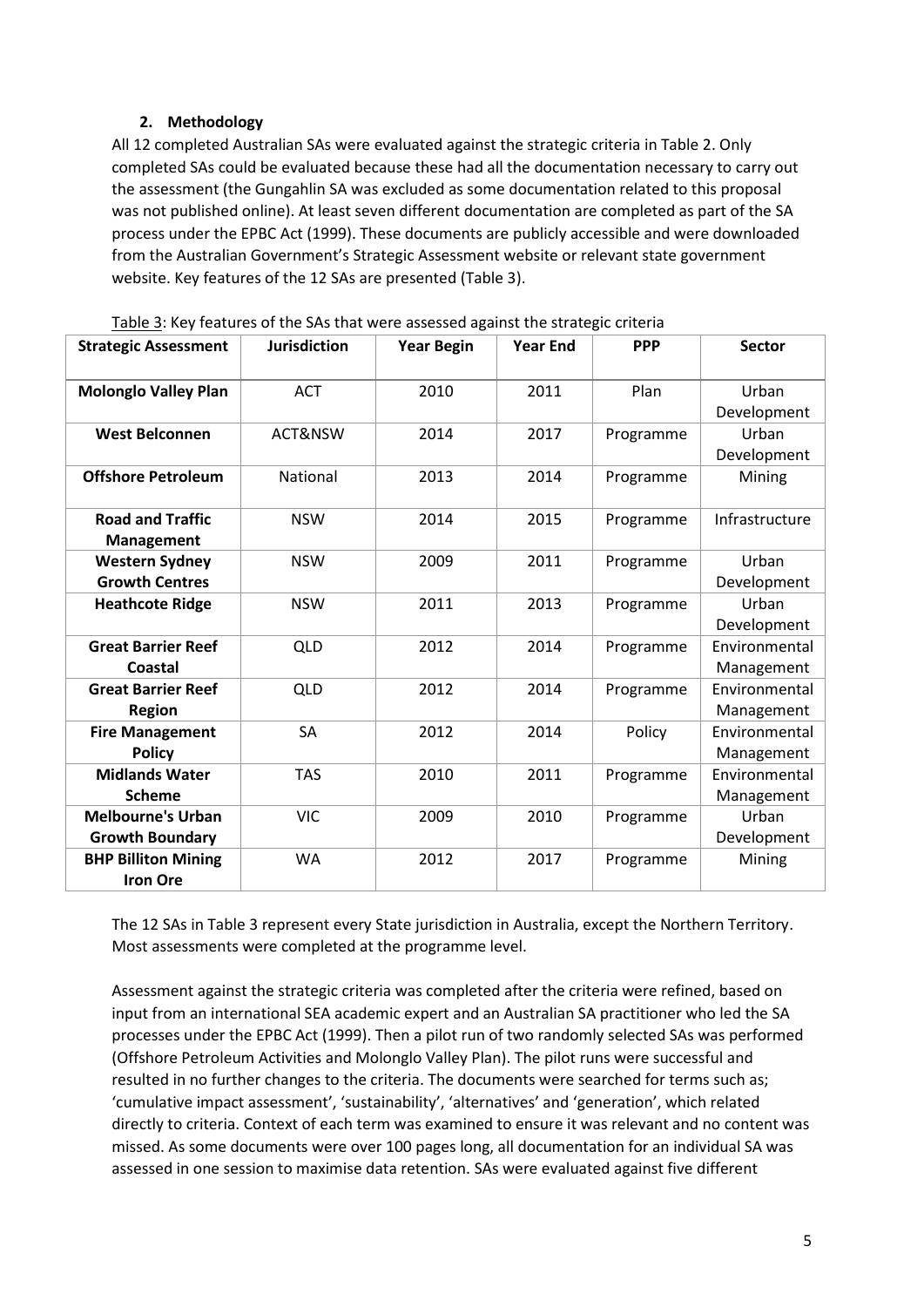## 2. Methodology

All 12 completed Australian SAs were evaluated against the strategic criteria in Table 2. Only completed SAs could be evaluated because these had all the documentation necessary to carry out the assessment (the Gungahlin SA was excluded as some documentation related to this proposal was not published online). At least seven different documentation are completed as part of the SA process under the EPBC Act (1999). These documents are publicly accessible and were downloaded from the Australian Government's Strategic Assessment website or relevant state government website. Key features of the 12 SAs are presented (Table 3).

Table 3: Key features of the SAs that were assessed against the strategic criteria

| Strategic Assessment | Jurisdiction | Year Begin | Year End | PPP | Sector |
|---|---|---|---|---|---|
| **Molonglo Valley Plan** | ACT | 2010 | 2011 | Plan | Urban Development |
| **West Belconnen** | ACT&NSW | 2014 | 2017 | Programme | Urban Development |
| **Offshore Petroleum** | National | 2013 | 2014 | Programme | Mining |
| **Road and Traffic Management** | NSW | 2014 | 2015 | Programme | Infrastructure |
| **Western Sydney Growth Centres** | NSW | 2009 | 2011 | Programme | Urban Development |
| **Heathcote Ridge** | NSW | 2011 | 2013 | Programme | Urban Development |
| **Great Barrier Reef Coastal** | QLD | 2012 | 2014 | Programme | Environmental Management |
| **Great Barrier Reef Region** | QLD | 2012 | 2014 | Programme | Environmental Management |
| **Fire Management Policy** | SA | 2012 | 2014 | Policy | Environmental Management |
| **Midlands Water Scheme** | TAS | 2010 | 2011 | Programme | Environmental Management |
| **Melbourne's Urban Growth Boundary** | VIC | 2009 | 2010 | Programme | Urban Development |
| **BHP Billiton Mining Iron Ore** | WA | 2012 | 2017 | Programme | Mining |

The 12 SAs in Table 3 represent every State jurisdiction in Australia, except the Northern Territory. Most assessments were completed at the programme level.

Assessment against the strategic criteria was completed after the criteria were refined, based on input from an international SEA academic expert and an Australian SA practitioner who led the SA processes under the EPBC Act (1999). Then a pilot run of two randomly selected SAs was performed (Offshore Petroleum Activities and Molonglo Valley Plan). The pilot runs were successful and resulted in no further changes to the criteria. The documents were searched for terms such as; 'cumulative impact assessment', 'sustainability', 'alternatives' and 'generation', which related directly to criteria. Context of each term was examined to ensure it was relevant and no content was missed. As some documents were over 100 pages long, all documentation for an individual SA was assessed in one session to maximise data retention. SAs were evaluated against five different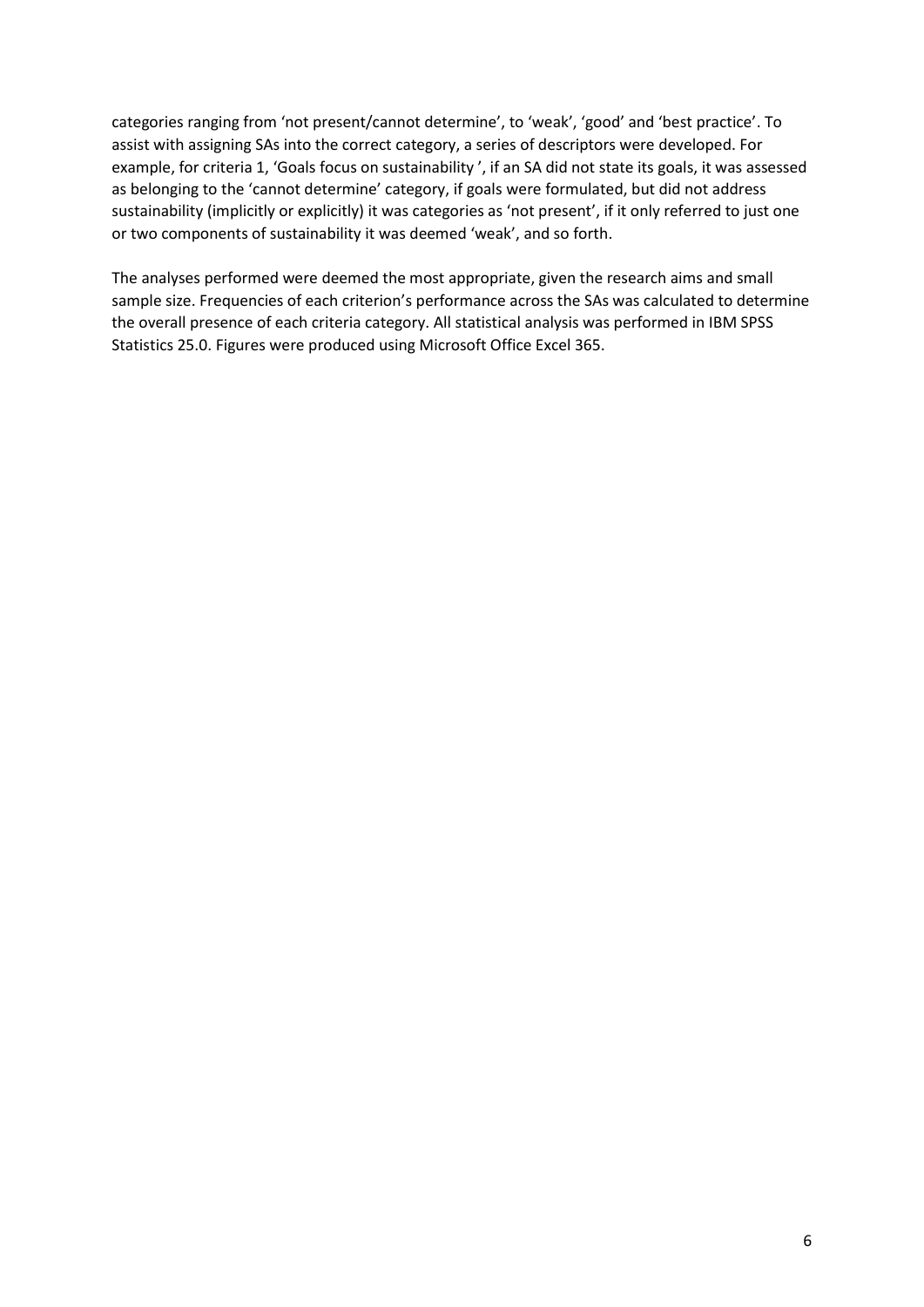categories ranging from 'not present/cannot determine', to 'weak', 'good' and 'best practice'. To assist with assigning SAs into the correct category, a series of descriptors were developed. For example, for criteria 1, 'Goals focus on sustainability ', if an SA did not state its goals, it was assessed as belonging to the 'cannot determine' category, if goals were formulated, but did not address sustainability (implicitly or explicitly) it was categories as 'not present', if it only referred to just one or two components of sustainability it was deemed 'weak', and so forth.

The analyses performed were deemed the most appropriate, given the research aims and small sample size. Frequencies of each criterion's performance across the SAs was calculated to determine the overall presence of each criteria category. All statistical analysis was performed in IBM SPSS Statistics 25.0. Figures were produced using Microsoft Office Excel 365.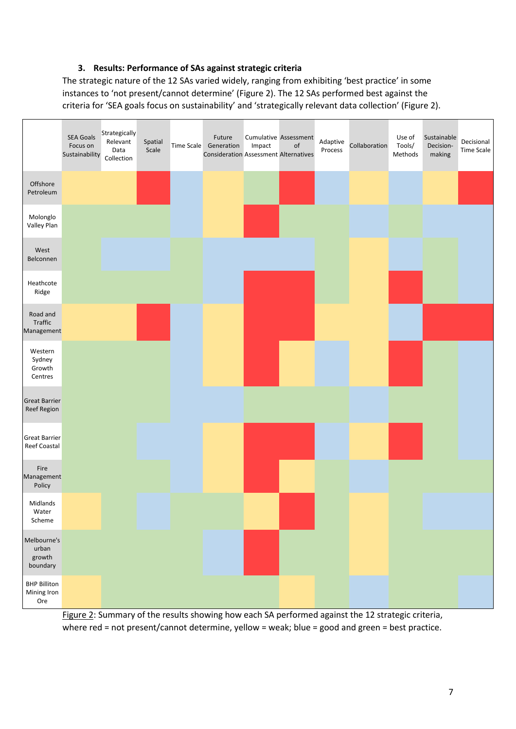## 3. Results: Performance of SAs against strategic criteria

The strategic nature of the 12 SAs varied widely, ranging from exhibiting 'best practice' in some instances to 'not present/cannot determine' (Figure 2). The 12 SAs performed best against the criteria for 'SEA goals focus on sustainability' and 'strategically relevant data collection' (Figure 2).

| | SEA Goals Focus on Sustainability | Strategically Relevant Data Collection | Spatial Scale | Time Scale | Future Generation Consideration | Cumulative Impact Assessment | Assessment of Alternatives | Adaptive Process | Collaboration | Use of Tools/ Methods | Sustainable Decision-making | Decisional Time Scale |
|---|---|---|---|---|---|---|---|---|---|---|---|---|
| Offshore Petroleum | Yellow | Yellow | Red | Blue | Yellow | Green | Red | Blue | Yellow | Blue | Yellow | Red |
| Molonglo Valley Plan | Green | Green | Green | Blue | Yellow | Red | Green | Green | Blue | Green | Blue | Blue |
| West Belconnen | Green | Blue | Blue | Green | Blue | Blue | Blue | Green | Yellow | Blue | Green | Blue |
| Heathcote Ridge | Green | Green | Green | Green | Blue | Red | Red | Green | Yellow | Red | Green | Blue |
| Road and Traffic Management | Yellow | Yellow | Red | Blue | Yellow | Red | Red | Yellow | Yellow | Blue | Red | Red |
| Western Sydney Growth Centres | Green | Green | Green | Blue | Yellow | Red | Yellow | Blue | Yellow | Red | Green | Blue |
| Great Barrier Reef Region | Green | Green | Green | Blue | Blue | Green | Green | Green | Blue | Green | Green | Blue |
| Great Barrier Reef Coastal | Green | Green | Blue | Blue | Yellow | Red | Red | Blue | Yellow | Red | Green | Blue |
| Fire Management Policy | Green | Green | Green | Blue | Yellow | Red | Yellow | Green | Blue | Green | Green | Green |
| Midlands Water Scheme | Yellow | Green | Blue | Green | Green | Yellow | Red | Green | Yellow | Green | Blue | Blue |
| Melbourne's urban growth boundary | Green | Green | Green | Green | Blue | Red | Green | Green | Yellow | Green | Green | Green |
| BHP Billiton Mining Iron Ore | Yellow | Green | Green | Green | Green | Green | Yellow | Green | Blue | Green | Green | Blue |

Figure 2: Summary of the results showing how each SA performed against the 12 strategic criteria, where red = not present/cannot determine, yellow = weak; blue = good and green = best practice.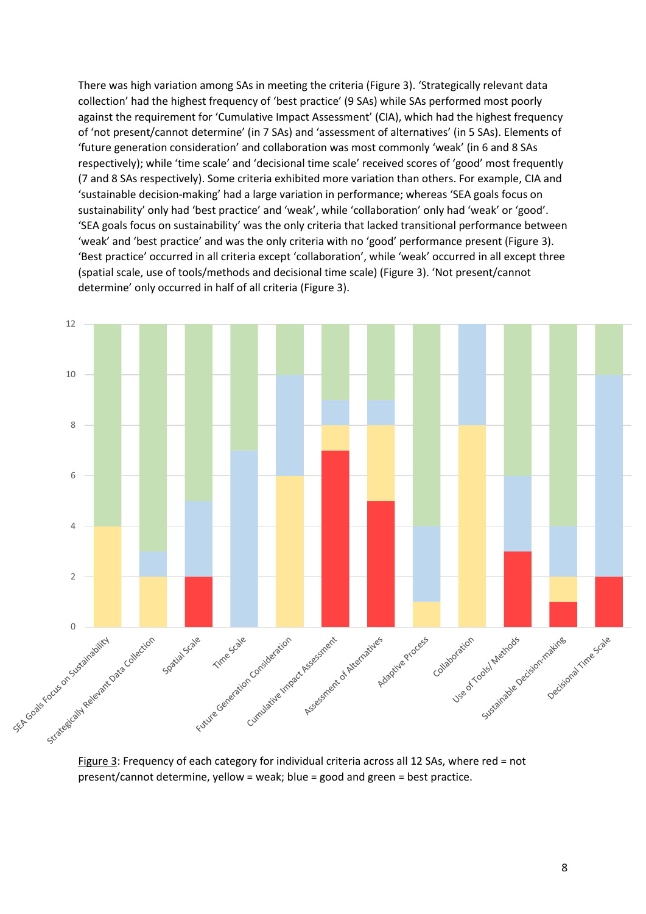There was high variation among SAs in meeting the criteria (Figure 3). 'Strategically relevant data collection' had the highest frequency of 'best practice' (9 SAs) while SAs performed most poorly against the requirement for 'Cumulative Impact Assessment' (CIA), which had the highest frequency of 'not present/cannot determine' (in 7 SAs) and 'assessment of alternatives' (in 5 SAs). Elements of 'future generation consideration' and collaboration was most commonly 'weak' (in 6 and 8 SAs respectively); while 'time scale' and 'decisional time scale' received scores of 'good' most frequently (7 and 8 SAs respectively). Some criteria exhibited more variation than others. For example, CIA and 'sustainable decision-making' had a large variation in performance; whereas 'SEA goals focus on sustainability' only had 'best practice' and 'weak', while 'collaboration' only had 'weak' or 'good'. 'SEA goals focus on sustainability' was the only criteria that lacked transitional performance between 'weak' and 'best practice' and was the only criteria with no 'good' performance present (Figure 3). 'Best practice' occurred in all criteria except 'collaboration', while 'weak' occurred in all except three (spatial scale, use of tools/methods and decisional time scale) (Figure 3). 'Not present/cannot determine' only occurred in half of all criteria (Figure 3).

Figure 3: Frequency of each category for individual criteria across all 12 SAs, where red = not present/cannot determine, yellow = weak; blue = good and green = best practice.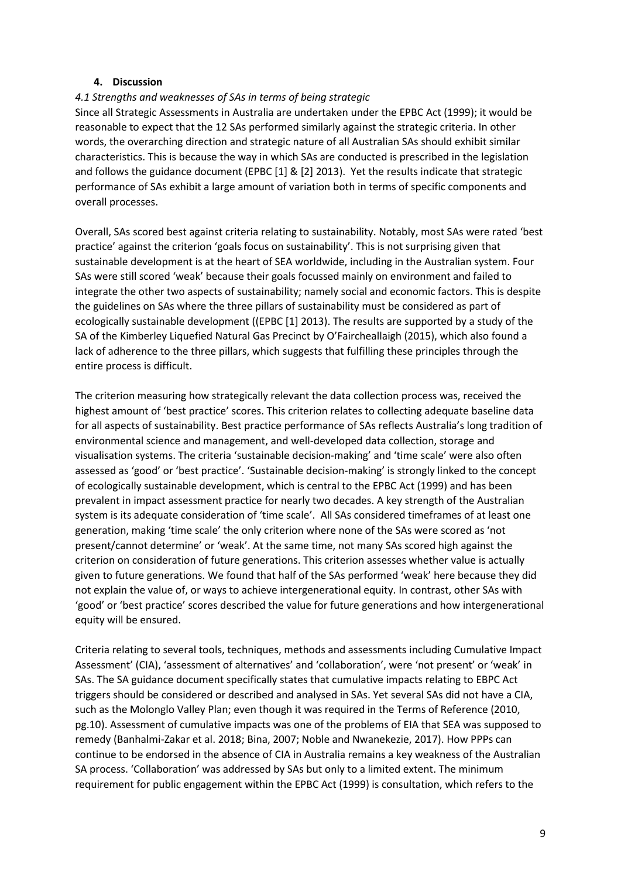## 4. Discussion

### *4.1 Strengths and weaknesses of SAs in terms of being strategic*

Since all Strategic Assessments in Australia are undertaken under the EPBC Act (1999); it would be reasonable to expect that the 12 SAs performed similarly against the strategic criteria. In other words, the overarching direction and strategic nature of all Australian SAs should exhibit similar characteristics. This is because the way in which SAs are conducted is prescribed in the legislation and follows the guidance document (EPBC [1] & [2] 2013). Yet the results indicate that strategic performance of SAs exhibit a large amount of variation both in terms of specific components and overall processes.

Overall, SAs scored best against criteria relating to sustainability. Notably, most SAs were rated 'best practice' against the criterion 'goals focus on sustainability'. This is not surprising given that sustainable development is at the heart of SEA worldwide, including in the Australian system. Four SAs were still scored 'weak' because their goals focussed mainly on environment and failed to integrate the other two aspects of sustainability; namely social and economic factors. This is despite the guidelines on SAs where the three pillars of sustainability must be considered as part of ecologically sustainable development ((EPBC [1] 2013). The results are supported by a study of the SA of the Kimberley Liquefied Natural Gas Precinct by O'Faircheallaigh (2015), which also found a lack of adherence to the three pillars, which suggests that fulfilling these principles through the entire process is difficult.

The criterion measuring how strategically relevant the data collection process was, received the highest amount of 'best practice' scores. This criterion relates to collecting adequate baseline data for all aspects of sustainability. Best practice performance of SAs reflects Australia's long tradition of environmental science and management, and well-developed data collection, storage and visualisation systems. The criteria 'sustainable decision-making' and 'time scale' were also often assessed as 'good' or 'best practice'. 'Sustainable decision-making' is strongly linked to the concept of ecologically sustainable development, which is central to the EPBC Act (1999) and has been prevalent in impact assessment practice for nearly two decades. A key strength of the Australian system is its adequate consideration of 'time scale'. All SAs considered timeframes of at least one generation, making 'time scale' the only criterion where none of the SAs were scored as 'not present/cannot determine' or 'weak'. At the same time, not many SAs scored high against the criterion on consideration of future generations. This criterion assesses whether value is actually given to future generations. We found that half of the SAs performed 'weak' here because they did not explain the value of, or ways to achieve intergenerational equity. In contrast, other SAs with 'good' or 'best practice' scores described the value for future generations and how intergenerational equity will be ensured.

Criteria relating to several tools, techniques, methods and assessments including Cumulative Impact Assessment' (CIA), 'assessment of alternatives' and 'collaboration', were 'not present' or 'weak' in SAs. The SA guidance document specifically states that cumulative impacts relating to EBPC Act triggers should be considered or described and analysed in SAs. Yet several SAs did not have a CIA, such as the Molonglo Valley Plan; even though it was required in the Terms of Reference (2010, pg.10). Assessment of cumulative impacts was one of the problems of EIA that SEA was supposed to remedy (Banhalmi-Zakar et al. 2018; Bina, 2007; Noble and Nwanekezie, 2017). How PPPs can continue to be endorsed in the absence of CIA in Australia remains a key weakness of the Australian SA process. 'Collaboration' was addressed by SAs but only to a limited extent. The minimum requirement for public engagement within the EPBC Act (1999) is consultation, which refers to the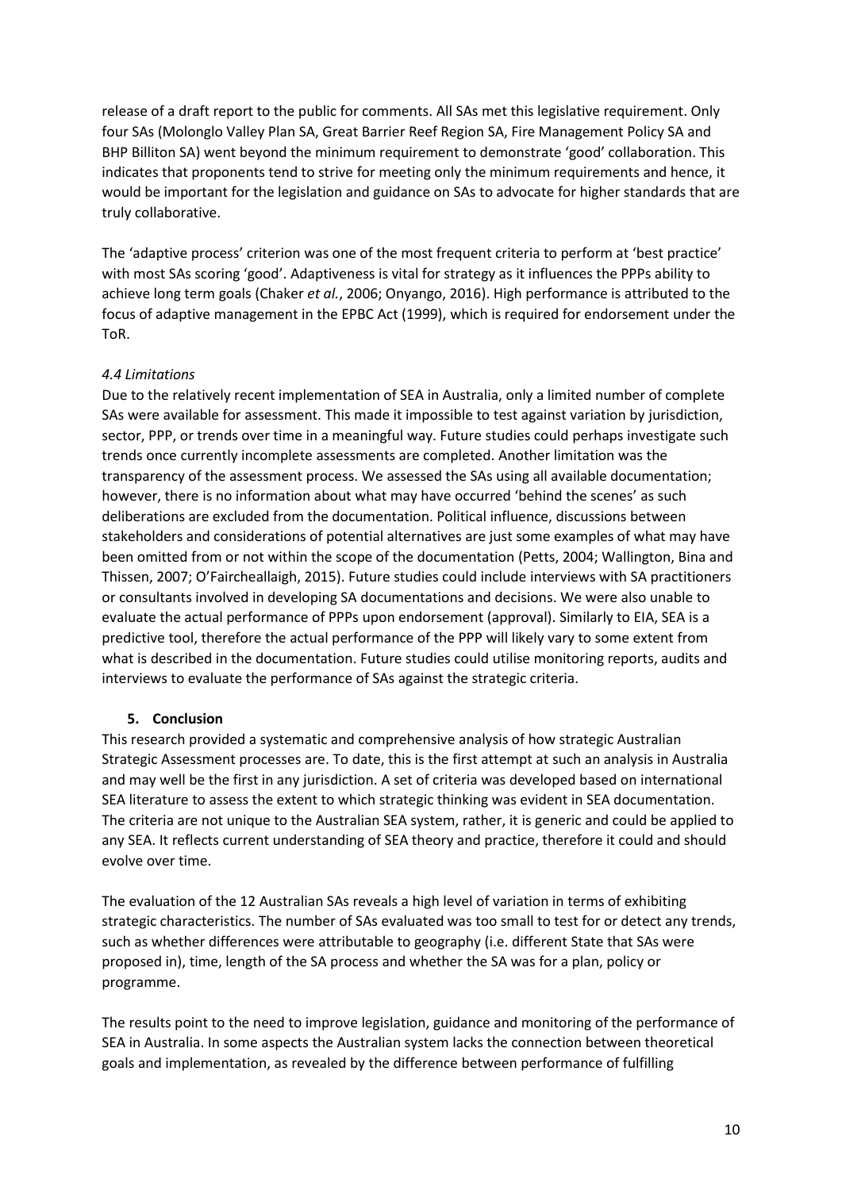release of a draft report to the public for comments. All SAs met this legislative requirement. Only four SAs (Molonglo Valley Plan SA, Great Barrier Reef Region SA, Fire Management Policy SA and BHP Billiton SA) went beyond the minimum requirement to demonstrate 'good' collaboration. This indicates that proponents tend to strive for meeting only the minimum requirements and hence, it would be important for the legislation and guidance on SAs to advocate for higher standards that are truly collaborative.

The 'adaptive process' criterion was one of the most frequent criteria to perform at 'best practice' with most SAs scoring 'good'. Adaptiveness is vital for strategy as it influences the PPPs ability to achieve long term goals (Chaker *et al.*, 2006; Onyango, 2016). High performance is attributed to the focus of adaptive management in the EPBC Act (1999), which is required for endorsement under the ToR.

*4.4 Limitations*

Due to the relatively recent implementation of SEA in Australia, only a limited number of complete SAs were available for assessment. This made it impossible to test against variation by jurisdiction, sector, PPP, or trends over time in a meaningful way. Future studies could perhaps investigate such trends once currently incomplete assessments are completed. Another limitation was the transparency of the assessment process. We assessed the SAs using all available documentation; however, there is no information about what may have occurred 'behind the scenes' as such deliberations are excluded from the documentation. Political influence, discussions between stakeholders and considerations of potential alternatives are just some examples of what may have been omitted from or not within the scope of the documentation (Petts, 2004; Wallington, Bina and Thissen, 2007; O'Faircheallaigh, 2015). Future studies could include interviews with SA practitioners or consultants involved in developing SA documentations and decisions. We were also unable to evaluate the actual performance of PPPs upon endorsement (approval). Similarly to EIA, SEA is a predictive tool, therefore the actual performance of the PPP will likely vary to some extent from what is described in the documentation. Future studies could utilise monitoring reports, audits and interviews to evaluate the performance of SAs against the strategic criteria.

## 5. Conclusion

This research provided a systematic and comprehensive analysis of how strategic Australian Strategic Assessment processes are. To date, this is the first attempt at such an analysis in Australia and may well be the first in any jurisdiction. A set of criteria was developed based on international SEA literature to assess the extent to which strategic thinking was evident in SEA documentation. The criteria are not unique to the Australian SEA system, rather, it is generic and could be applied to any SEA. It reflects current understanding of SEA theory and practice, therefore it could and should evolve over time.

The evaluation of the 12 Australian SAs reveals a high level of variation in terms of exhibiting strategic characteristics. The number of SAs evaluated was too small to test for or detect any trends, such as whether differences were attributable to geography (i.e. different State that SAs were proposed in), time, length of the SA process and whether the SA was for a plan, policy or programme.

The results point to the need to improve legislation, guidance and monitoring of the performance of SEA in Australia. In some aspects the Australian system lacks the connection between theoretical goals and implementation, as revealed by the difference between performance of fulfilling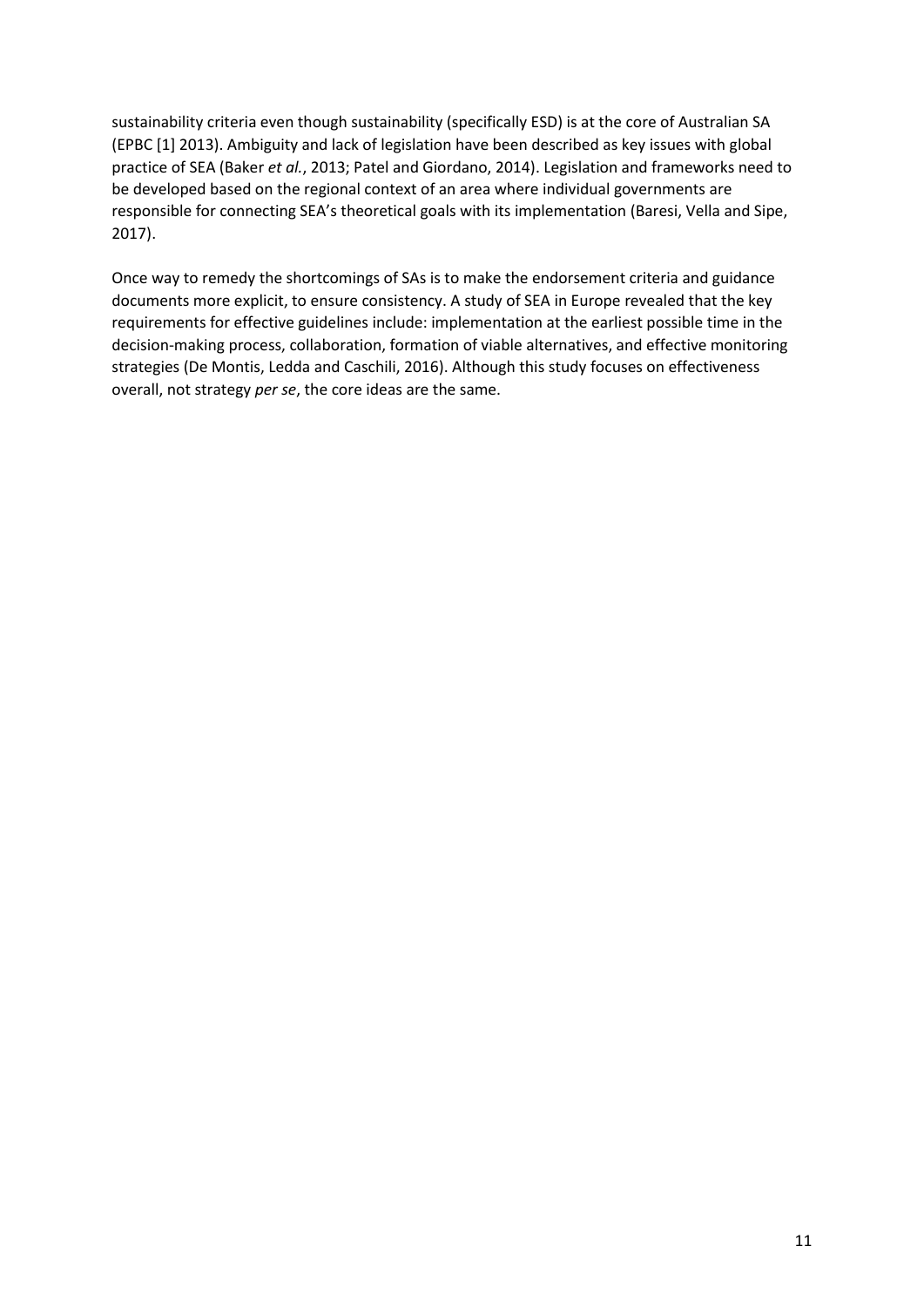sustainability criteria even though sustainability (specifically ESD) is at the core of Australian SA (EPBC [1] 2013). Ambiguity and lack of legislation have been described as key issues with global practice of SEA (Baker *et al.*, 2013; Patel and Giordano, 2014). Legislation and frameworks need to be developed based on the regional context of an area where individual governments are responsible for connecting SEA's theoretical goals with its implementation (Baresi, Vella and Sipe, 2017).

Once way to remedy the shortcomings of SAs is to make the endorsement criteria and guidance documents more explicit, to ensure consistency. A study of SEA in Europe revealed that the key requirements for effective guidelines include: implementation at the earliest possible time in the decision-making process, collaboration, formation of viable alternatives, and effective monitoring strategies (De Montis, Ledda and Caschili, 2016). Although this study focuses on effectiveness overall, not strategy *per se*, the core ideas are the same.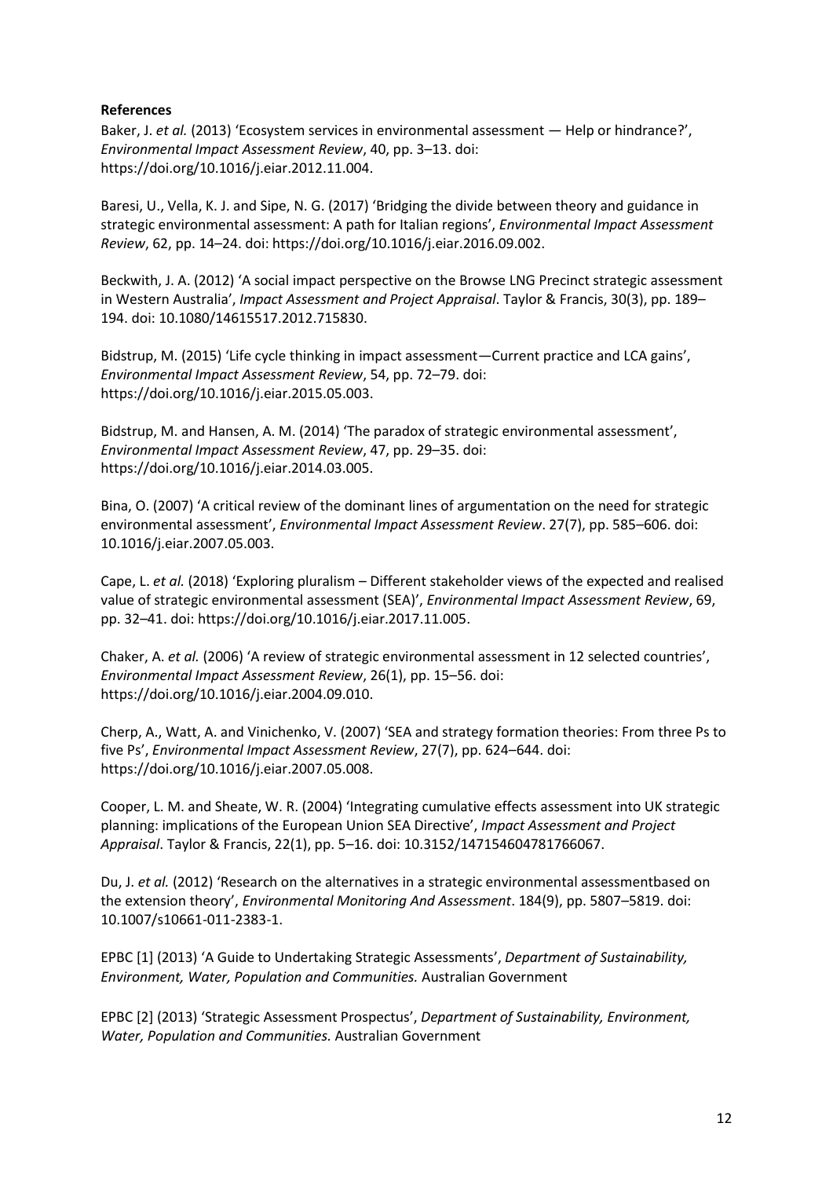**References**

Baker, J. *et al.* (2013) 'Ecosystem services in environmental assessment — Help or hindrance?', *Environmental Impact Assessment Review*, 40, pp. 3–13. doi: https://doi.org/10.1016/j.eiar.2012.11.004.

Baresi, U., Vella, K. J. and Sipe, N. G. (2017) 'Bridging the divide between theory and guidance in strategic environmental assessment: A path for Italian regions', *Environmental Impact Assessment Review*, 62, pp. 14–24. doi: https://doi.org/10.1016/j.eiar.2016.09.002.

Beckwith, J. A. (2012) 'A social impact perspective on the Browse LNG Precinct strategic assessment in Western Australia', *Impact Assessment and Project Appraisal*. Taylor & Francis, 30(3), pp. 189–194. doi: 10.1080/14615517.2012.715830.

Bidstrup, M. (2015) 'Life cycle thinking in impact assessment—Current practice and LCA gains', *Environmental Impact Assessment Review*, 54, pp. 72–79. doi: https://doi.org/10.1016/j.eiar.2015.05.003.

Bidstrup, M. and Hansen, A. M. (2014) 'The paradox of strategic environmental assessment', *Environmental Impact Assessment Review*, 47, pp. 29–35. doi: https://doi.org/10.1016/j.eiar.2014.03.005.

Bina, O. (2007) 'A critical review of the dominant lines of argumentation on the need for strategic environmental assessment', *Environmental Impact Assessment Review*. 27(7), pp. 585–606. doi: 10.1016/j.eiar.2007.05.003.

Cape, L. *et al.* (2018) 'Exploring pluralism – Different stakeholder views of the expected and realised value of strategic environmental assessment (SEA)', *Environmental Impact Assessment Review*, 69, pp. 32–41. doi: https://doi.org/10.1016/j.eiar.2017.11.005.

Chaker, A. *et al.* (2006) 'A review of strategic environmental assessment in 12 selected countries', *Environmental Impact Assessment Review*, 26(1), pp. 15–56. doi: https://doi.org/10.1016/j.eiar.2004.09.010.

Cherp, A., Watt, A. and Vinichenko, V. (2007) 'SEA and strategy formation theories: From three Ps to five Ps', *Environmental Impact Assessment Review*, 27(7), pp. 624–644. doi: https://doi.org/10.1016/j.eiar.2007.05.008.

Cooper, L. M. and Sheate, W. R. (2004) 'Integrating cumulative effects assessment into UK strategic planning: implications of the European Union SEA Directive', *Impact Assessment and Project Appraisal*. Taylor & Francis, 22(1), pp. 5–16. doi: 10.3152/147154604781766067.

Du, J. *et al.* (2012) 'Research on the alternatives in a strategic environmental assessmentbased on the extension theory', *Environmental Monitoring And Assessment*. 184(9), pp. 5807–5819. doi: 10.1007/s10661-011-2383-1.

EPBC [1] (2013) 'A Guide to Undertaking Strategic Assessments', *Department of Sustainability, Environment, Water, Population and Communities.* Australian Government

EPBC [2] (2013) 'Strategic Assessment Prospectus', *Department of Sustainability, Environment, Water, Population and Communities.* Australian Government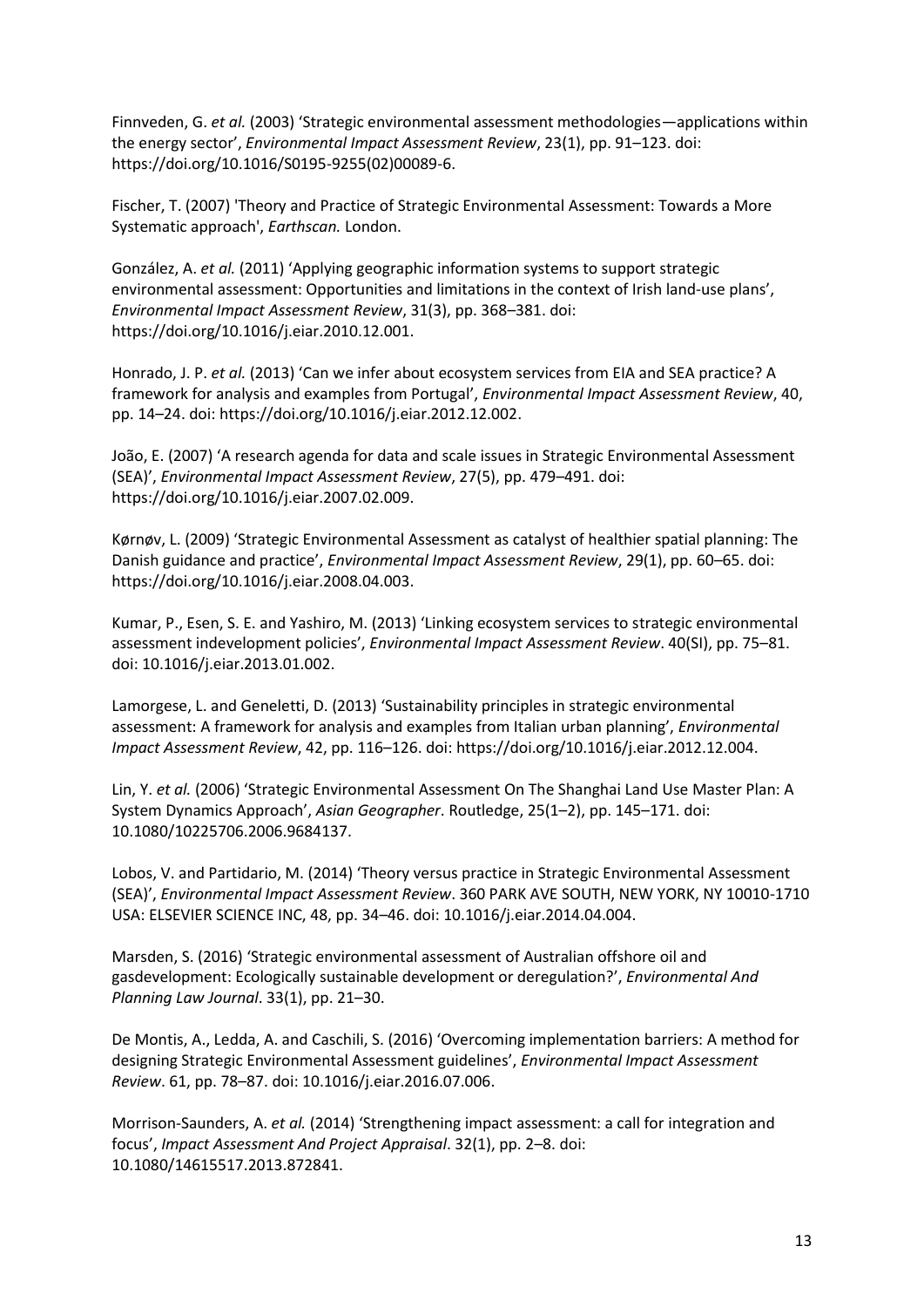Finnveden, G. *et al.* (2003) 'Strategic environmental assessment methodologies—applications within the energy sector', *Environmental Impact Assessment Review*, 23(1), pp. 91–123. doi: https://doi.org/10.1016/S0195-9255(02)00089-6.

Fischer, T. (2007) 'Theory and Practice of Strategic Environmental Assessment: Towards a More Systematic approach', *Earthscan.* London.

González, A. *et al.* (2011) 'Applying geographic information systems to support strategic environmental assessment: Opportunities and limitations in the context of Irish land-use plans', *Environmental Impact Assessment Review*, 31(3), pp. 368–381. doi: https://doi.org/10.1016/j.eiar.2010.12.001.

Honrado, J. P. *et al.* (2013) 'Can we infer about ecosystem services from EIA and SEA practice? A framework for analysis and examples from Portugal', *Environmental Impact Assessment Review*, 40, pp. 14–24. doi: https://doi.org/10.1016/j.eiar.2012.12.002.

João, E. (2007) 'A research agenda for data and scale issues in Strategic Environmental Assessment (SEA)', *Environmental Impact Assessment Review*, 27(5), pp. 479–491. doi: https://doi.org/10.1016/j.eiar.2007.02.009.

Kørnøv, L. (2009) 'Strategic Environmental Assessment as catalyst of healthier spatial planning: The Danish guidance and practice', *Environmental Impact Assessment Review*, 29(1), pp. 60–65. doi: https://doi.org/10.1016/j.eiar.2008.04.003.

Kumar, P., Esen, S. E. and Yashiro, M. (2013) 'Linking ecosystem services to strategic environmental assessment indevelopment policies', *Environmental Impact Assessment Review*. 40(SI), pp. 75–81. doi: 10.1016/j.eiar.2013.01.002.

Lamorgese, L. and Geneletti, D. (2013) 'Sustainability principles in strategic environmental assessment: A framework for analysis and examples from Italian urban planning', *Environmental Impact Assessment Review*, 42, pp. 116–126. doi: https://doi.org/10.1016/j.eiar.2012.12.004.

Lin, Y. *et al.* (2006) 'Strategic Environmental Assessment On The Shanghai Land Use Master Plan: A System Dynamics Approach', *Asian Geographer*. Routledge, 25(1–2), pp. 145–171. doi: 10.1080/10225706.2006.9684137.

Lobos, V. and Partidario, M. (2014) 'Theory versus practice in Strategic Environmental Assessment (SEA)', *Environmental Impact Assessment Review*. 360 PARK AVE SOUTH, NEW YORK, NY 10010-1710 USA: ELSEVIER SCIENCE INC, 48, pp. 34–46. doi: 10.1016/j.eiar.2014.04.004.

Marsden, S. (2016) 'Strategic environmental assessment of Australian offshore oil and gasdevelopment: Ecologically sustainable development or deregulation?', *Environmental And Planning Law Journal*. 33(1), pp. 21–30.

De Montis, A., Ledda, A. and Caschili, S. (2016) 'Overcoming implementation barriers: A method for designing Strategic Environmental Assessment guidelines', *Environmental Impact Assessment Review*. 61, pp. 78–87. doi: 10.1016/j.eiar.2016.07.006.

Morrison-Saunders, A. *et al.* (2014) 'Strengthening impact assessment: a call for integration and focus', *Impact Assessment And Project Appraisal*. 32(1), pp. 2–8. doi: 10.1080/14615517.2013.872841.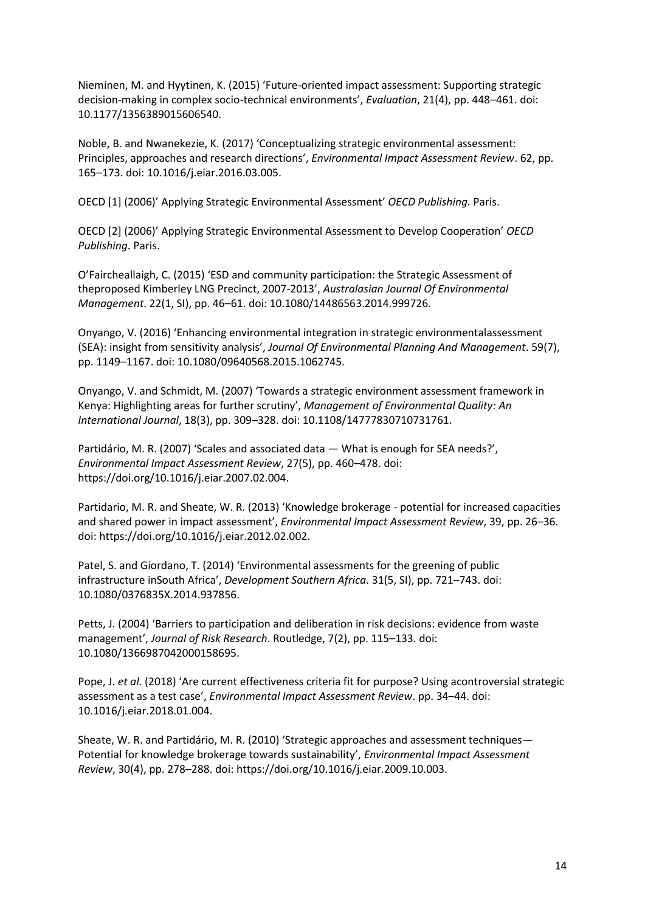Nieminen, M. and Hyytinen, K. (2015) 'Future-oriented impact assessment: Supporting strategic decision-making in complex socio-technical environments', *Evaluation*, 21(4), pp. 448–461. doi: 10.1177/1356389015606540.

Noble, B. and Nwanekezie, K. (2017) 'Conceptualizing strategic environmental assessment: Principles, approaches and research directions', *Environmental Impact Assessment Review*. 62, pp. 165–173. doi: 10.1016/j.eiar.2016.03.005.

OECD [1] (2006)' Applying Strategic Environmental Assessment' *OECD Publishing*. Paris.

OECD [2] (2006)' Applying Strategic Environmental Assessment to Develop Cooperation' *OECD Publishing*. Paris.

O'Faircheallaigh, C. (2015) 'ESD and community participation: the Strategic Assessment of theproposed Kimberley LNG Precinct, 2007-2013', *Australasian Journal Of Environmental Management*. 22(1, SI), pp. 46–61. doi: 10.1080/14486563.2014.999726.

Onyango, V. (2016) 'Enhancing environmental integration in strategic environmentalassessment (SEA): insight from sensitivity analysis', *Journal Of Environmental Planning And Management*. 59(7), pp. 1149–1167. doi: 10.1080/09640568.2015.1062745.

Onyango, V. and Schmidt, M. (2007) 'Towards a strategic environment assessment framework in Kenya: Highlighting areas for further scrutiny', *Management of Environmental Quality: An International Journal*, 18(3), pp. 309–328. doi: 10.1108/14777830710731761.

Partidário, M. R. (2007) 'Scales and associated data — What is enough for SEA needs?', *Environmental Impact Assessment Review*, 27(5), pp. 460–478. doi: https://doi.org/10.1016/j.eiar.2007.02.004.

Partidario, M. R. and Sheate, W. R. (2013) 'Knowledge brokerage - potential for increased capacities and shared power in impact assessment', *Environmental Impact Assessment Review*, 39, pp. 26–36. doi: https://doi.org/10.1016/j.eiar.2012.02.002.

Patel, S. and Giordano, T. (2014) 'Environmental assessments for the greening of public infrastructure inSouth Africa', *Development Southern Africa*. 31(5, SI), pp. 721–743. doi: 10.1080/0376835X.2014.937856.

Petts, J. (2004) 'Barriers to participation and deliberation in risk decisions: evidence from waste management', *Journal of Risk Research*. Routledge, 7(2), pp. 115–133. doi: 10.1080/1366987042000158695.

Pope, J. *et al.* (2018) 'Are current effectiveness criteria fit for purpose? Using acontroversial strategic assessment as a test case', *Environmental Impact Assessment Review*. pp. 34–44. doi: 10.1016/j.eiar.2018.01.004.

Sheate, W. R. and Partidário, M. R. (2010) 'Strategic approaches and assessment techniques—Potential for knowledge brokerage towards sustainability', *Environmental Impact Assessment Review*, 30(4), pp. 278–288. doi: https://doi.org/10.1016/j.eiar.2009.10.003.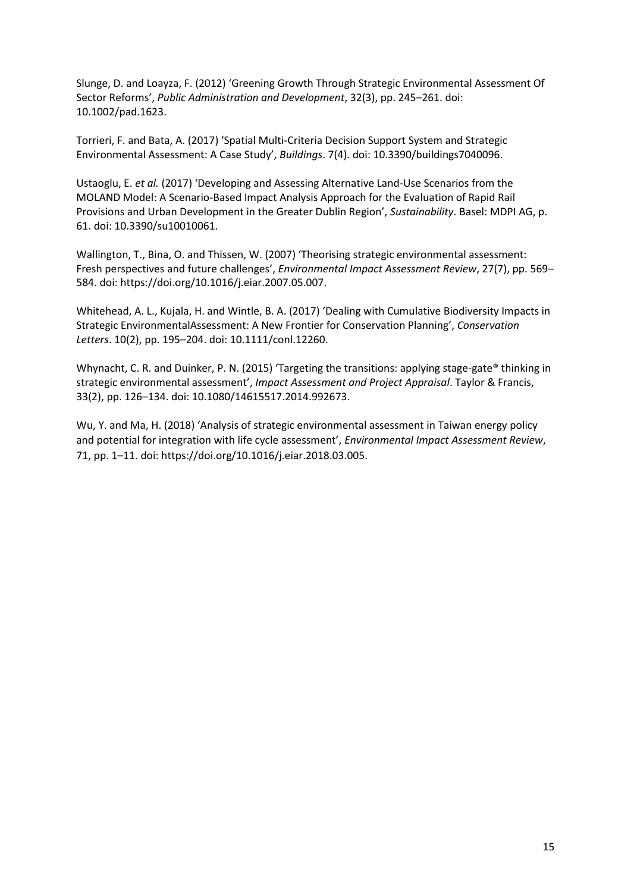Slunge, D. and Loayza, F. (2012) 'Greening Growth Through Strategic Environmental Assessment Of Sector Reforms', *Public Administration and Development*, 32(3), pp. 245–261. doi: 10.1002/pad.1623.

Torrieri, F. and Bata, A. (2017) 'Spatial Multi-Criteria Decision Support System and Strategic Environmental Assessment: A Case Study', *Buildings*. 7(4). doi: 10.3390/buildings7040096.

Ustaoglu, E. *et al.* (2017) 'Developing and Assessing Alternative Land-Use Scenarios from the MOLAND Model: A Scenario-Based Impact Analysis Approach for the Evaluation of Rapid Rail Provisions and Urban Development in the Greater Dublin Region', *Sustainability*. Basel: MDPI AG, p. 61. doi: 10.3390/su10010061.

Wallington, T., Bina, O. and Thissen, W. (2007) 'Theorising strategic environmental assessment: Fresh perspectives and future challenges', *Environmental Impact Assessment Review*, 27(7), pp. 569–584. doi: https://doi.org/10.1016/j.eiar.2007.05.007.

Whitehead, A. L., Kujala, H. and Wintle, B. A. (2017) 'Dealing with Cumulative Biodiversity Impacts in Strategic EnvironmentalAssessment: A New Frontier for Conservation Planning', *Conservation Letters*. 10(2), pp. 195–204. doi: 10.1111/conl.12260.

Whynacht, C. R. and Duinker, P. N. (2015) 'Targeting the transitions: applying stage-gate® thinking in strategic environmental assessment', *Impact Assessment and Project Appraisal*. Taylor & Francis, 33(2), pp. 126–134. doi: 10.1080/14615517.2014.992673.

Wu, Y. and Ma, H. (2018) 'Analysis of strategic environmental assessment in Taiwan energy policy and potential for integration with life cycle assessment', *Environmental Impact Assessment Review*, 71, pp. 1–11. doi: https://doi.org/10.1016/j.eiar.2018.03.005.